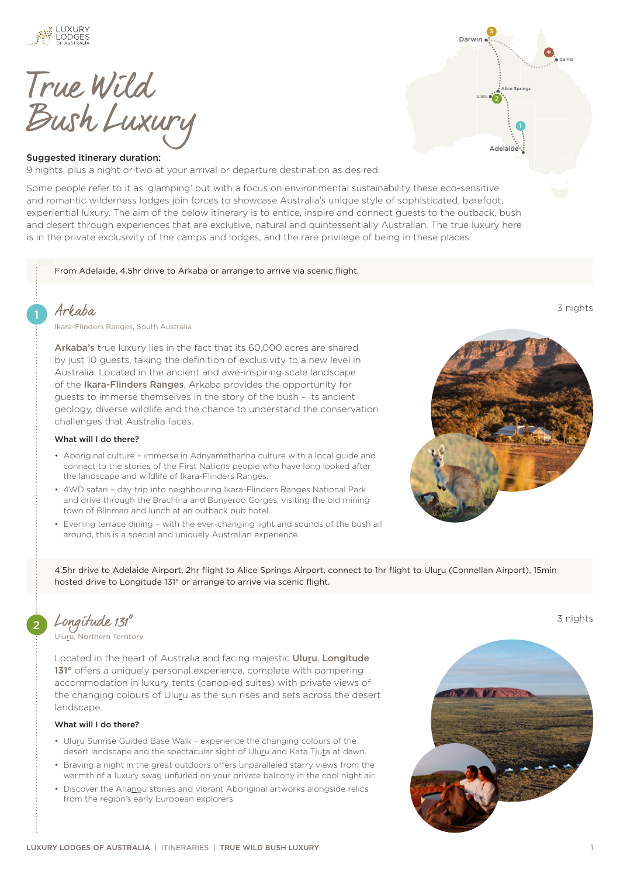# True Wild Bush Luxury

**Suggested itinerary duration:**
9 nights, plus a night or two at your arrival or departure destination as desired.

Some people refer to it as 'glamping' but with a focus on environmental sustainability these eco-sensitive and romantic wilderness lodges join forces to showcase Australia's unique style of sophisticated, barefoot, experiential luxury. The aim of the below itinerary is to entice, inspire and connect guests to the outback, bush and desert through experiences that are exclusive, natural and quintessentially Australian. The true luxury here is in the private exclusivity of the camps and lodges, and the rare privilege of being in these places.

From Adelaide, 4.5hr drive to Arkaba or arrange to arrive via scenic flight.

## 1 Arkaba

3 nights

Ikara-Flinders Ranges, South Australia

**Arkaba's** true luxury lies in the fact that its 60,000 acres are shared by just 10 guests, taking the definition of exclusivity to a new level in Australia. Located in the ancient and awe-inspiring scale landscape of the **Ikara-Flinders Ranges**, Arkaba provides the opportunity for guests to immerse themselves in the story of the bush – its ancient geology, diverse wildlife and the chance to understand the conservation challenges that Australia faces.

### What will I do there?

- Aboriginal culture – immerse in Adnyamathanha culture with a local guide and connect to the stories of the First Nations people who have long looked after the landscape and wildlife of Ikara-Flinders Ranges.
- 4WD safari – day trip into neighbouring Ikara-Flinders Ranges National Park and drive through the Brachina and Bunyeroo Gorges, visiting the old mining town of Blinman and lunch at an outback pub hotel.
- Evening terrace dining – with the ever-changing light and sounds of the bush all around, this is a special and uniquely Australian experience.

4.5hr drive to Adelaide Airport, 2hr flight to Alice Springs Airport, connect to 1hr flight to Uluru (Connellan Airport), 15min hosted drive to Longitude 131º or arrange to arrive via scenic flight.

## 2 Longitude 131°

3 nights

Uluru, Northern Territory

Located in the heart of Australia and facing majestic **Uluru**, **Longitude 131°** offers a uniquely personal experience, complete with pampering accommodation in luxury tents (canopied suites) with private views of the changing colours of Uluru as the sun rises and sets across the desert landscape.

### What will I do there?

- Uluru Sunrise Guided Base Walk – experience the changing colours of the desert landscape and the spectacular sight of Uluru and Kata Tjuta at dawn.
- Braving a night in the great outdoors offers unparalleled starry views from the warmth of a luxury swag unfurled on your private balcony in the cool night air.
- Discover the Anangu stories and vibrant Aboriginal artworks alongside relics from the region's early European explorers.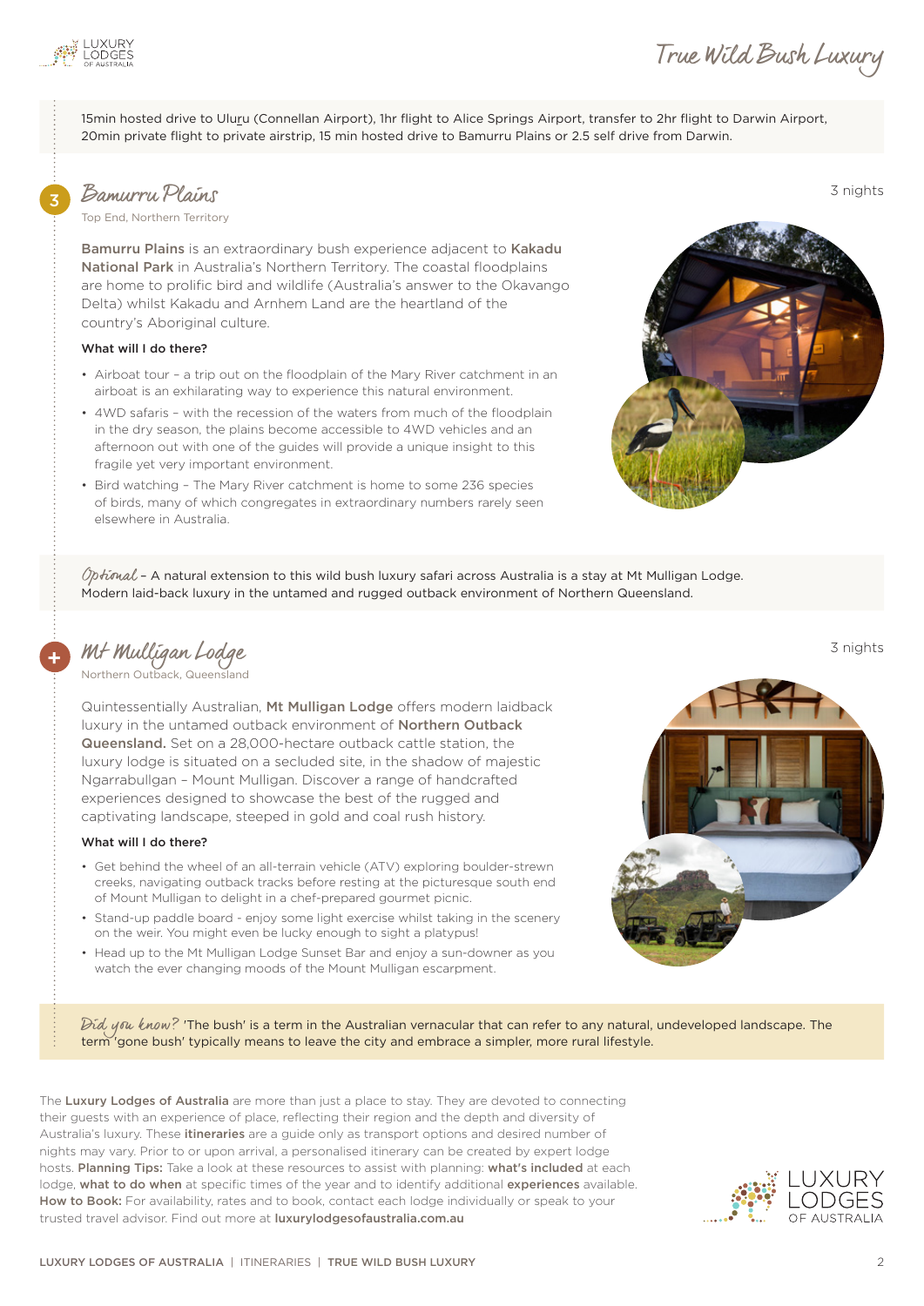15min hosted drive to Uluṟu (Connellan Airport), 1hr flight to Alice Springs Airport, transfer to 2hr flight to Darwin Airport, 20min private flight to private airstrip, 15 min hosted drive to Bamurru Plains or 2.5 self drive from Darwin.

## 3 Bamurru Plains

Top End, Northern Territory

3 nights

**Bamurru Plains** is an extraordinary bush experience adjacent to **Kakadu National Park** in Australia's Northern Territory. The coastal floodplains are home to prolific bird and wildlife (Australia's answer to the Okavango Delta) whilst Kakadu and Arnhem Land are the heartland of the country's Aboriginal culture.

**What will I do there?**

- Airboat tour – a trip out on the floodplain of the Mary River catchment in an airboat is an exhilarating way to experience this natural environment.
- 4WD safaris – with the recession of the waters from much of the floodplain in the dry season, the plains become accessible to 4WD vehicles and an afternoon out with one of the guides will provide a unique insight to this fragile yet very important environment.
- Bird watching – The Mary River catchment is home to some 236 species of birds, many of which congregates in extraordinary numbers rarely seen elsewhere in Australia.

*Optional* – A natural extension to this wild bush luxury safari across Australia is a stay at Mt Mulligan Lodge. Modern laid-back luxury in the untamed and rugged outback environment of Northern Queensland.

## + Mt Mulligan Lodge

Northern Outback, Queensland

3 nights

Quintessentially Australian, **Mt Mulligan Lodge** offers modern laidback luxury in the untamed outback environment of **Northern Outback Queensland.** Set on a 28,000-hectare outback cattle station, the luxury lodge is situated on a secluded site, in the shadow of majestic Ngarrabullgan – Mount Mulligan. Discover a range of handcrafted experiences designed to showcase the best of the rugged and captivating landscape, steeped in gold and coal rush history.

**What will I do there?**

- Get behind the wheel of an all-terrain vehicle (ATV) exploring boulder-strewn creeks, navigating outback tracks before resting at the picturesque south end of Mount Mulligan to delight in a chef-prepared gourmet picnic.
- Stand-up paddle board - enjoy some light exercise whilst taking in the scenery on the weir. You might even be lucky enough to sight a platypus!
- Head up to the Mt Mulligan Lodge Sunset Bar and enjoy a sun-downer as you watch the ever changing moods of the Mount Mulligan escarpment.

*Did you know?* 'The bush' is a term in the Australian vernacular that can refer to any natural, undeveloped landscape. The term 'gone bush' typically means to leave the city and embrace a simpler, more rural lifestyle.

The **Luxury Lodges of Australia** are more than just a place to stay. They are devoted to connecting their guests with an experience of place, reflecting their region and the depth and diversity of Australia's luxury. These **itineraries** are a guide only as transport options and desired number of nights may vary. Prior to or upon arrival, a personalised itinerary can be created by expert lodge hosts. **Planning Tips:** Take a look at these resources to assist with planning: **what's included** at each lodge, **what to do when** at specific times of the year and to identify additional **experiences** available. **How to Book:** For availability, rates and to book, contact each lodge individually or speak to your trusted travel advisor. Find out more at **luxurylodgesofaustralia.com.au**